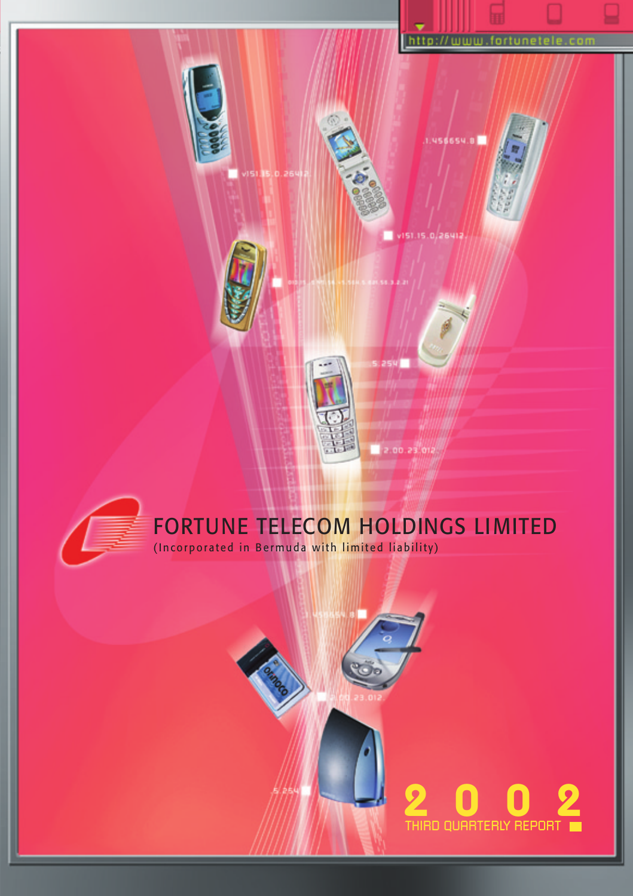http://www.fortunetele.com

# FORTUNE TELECOM HOLDINGS LIMITED

(Incorporated in Bermuda with limited liability)

# 2002

THIRD QUARTERLY REPORT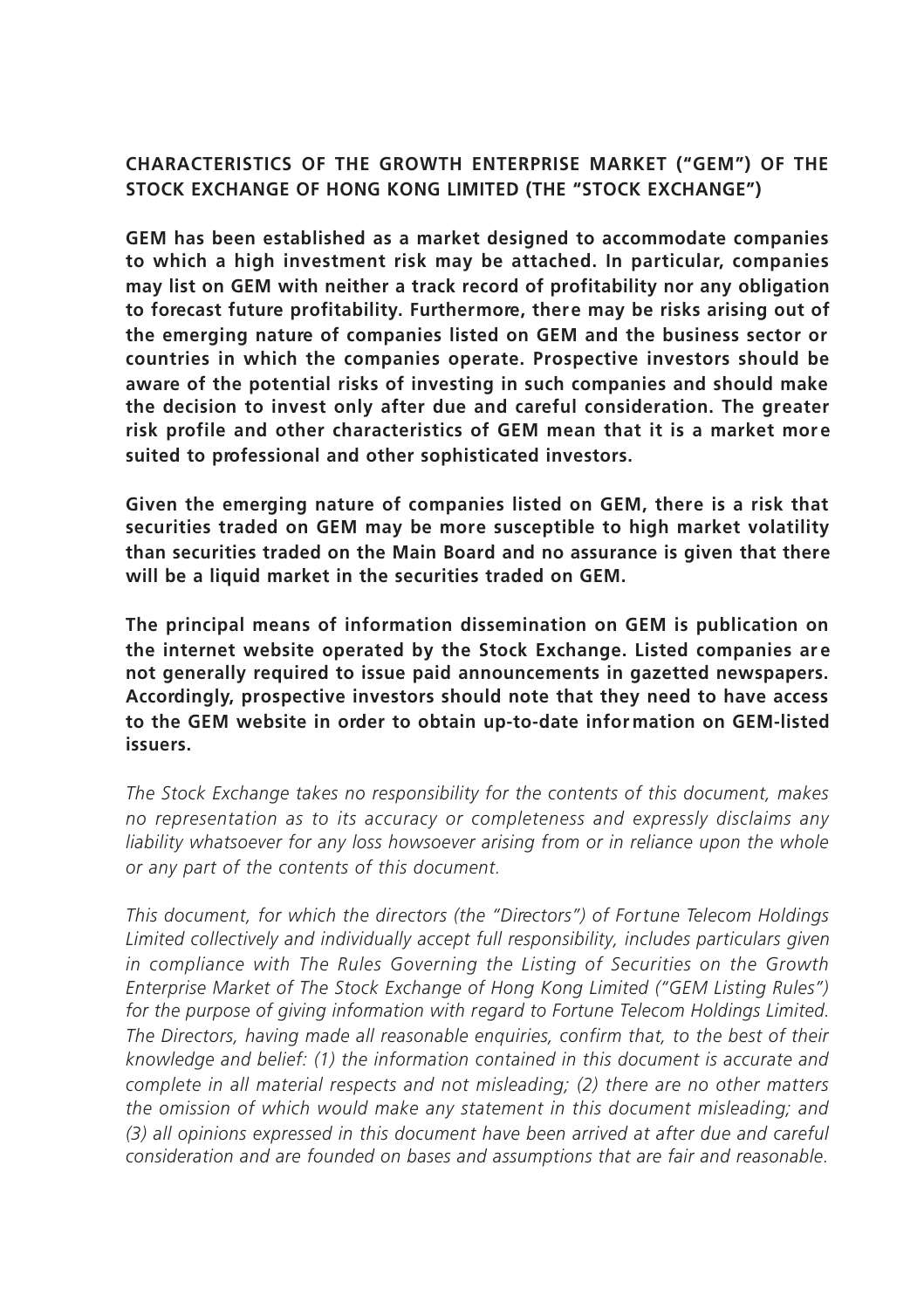## CHARACTERISTICS OF THE GROWTH ENTERPRISE MARKET ("GEM") OF THE STOCK EXCHANGE OF HONG KONG LIMITED (THE "STOCK EXCHANGE")

**GEM has been established as a market designed to accommodate companies to which a high investment risk may be attached. In particular, companies may list on GEM with neither a track record of profitability nor any obligation to forecast future profitability. Furthermore, there may be risks arising out of the emerging nature of companies listed on GEM and the business sector or countries in which the companies operate. Prospective investors should be aware of the potential risks of investing in such companies and should make the decision to invest only after due and careful consideration. The greater risk profile and other characteristics of GEM mean that it is a market more suited to professional and other sophisticated investors.**

**Given the emerging nature of companies listed on GEM, there is a risk that securities traded on GEM may be more susceptible to high market volatility than securities traded on the Main Board and no assurance is given that there will be a liquid market in the securities traded on GEM.**

**The principal means of information dissemination on GEM is publication on the internet website operated by the Stock Exchange. Listed companies are not generally required to issue paid announcements in gazetted newspapers. Accordingly, prospective investors should note that they need to have access to the GEM website in order to obtain up-to-date information on GEM-listed issuers.**

*The Stock Exchange takes no responsibility for the contents of this document, makes no representation as to its accuracy or completeness and expressly disclaims any liability whatsoever for any loss howsoever arising from or in reliance upon the whole or any part of the contents of this document.*

*This document, for which the directors (the "Directors") of Fortune Telecom Holdings Limited collectively and individually accept full responsibility, includes particulars given in compliance with The Rules Governing the Listing of Securities on the Growth Enterprise Market of The Stock Exchange of Hong Kong Limited ("GEM Listing Rules") for the purpose of giving information with regard to Fortune Telecom Holdings Limited. The Directors, having made all reasonable enquiries, confirm that, to the best of their knowledge and belief: (1) the information contained in this document is accurate and complete in all material respects and not misleading; (2) there are no other matters the omission of which would make any statement in this document misleading; and (3) all opinions expressed in this document have been arrived at after due and careful consideration and are founded on bases and assumptions that are fair and reasonable.*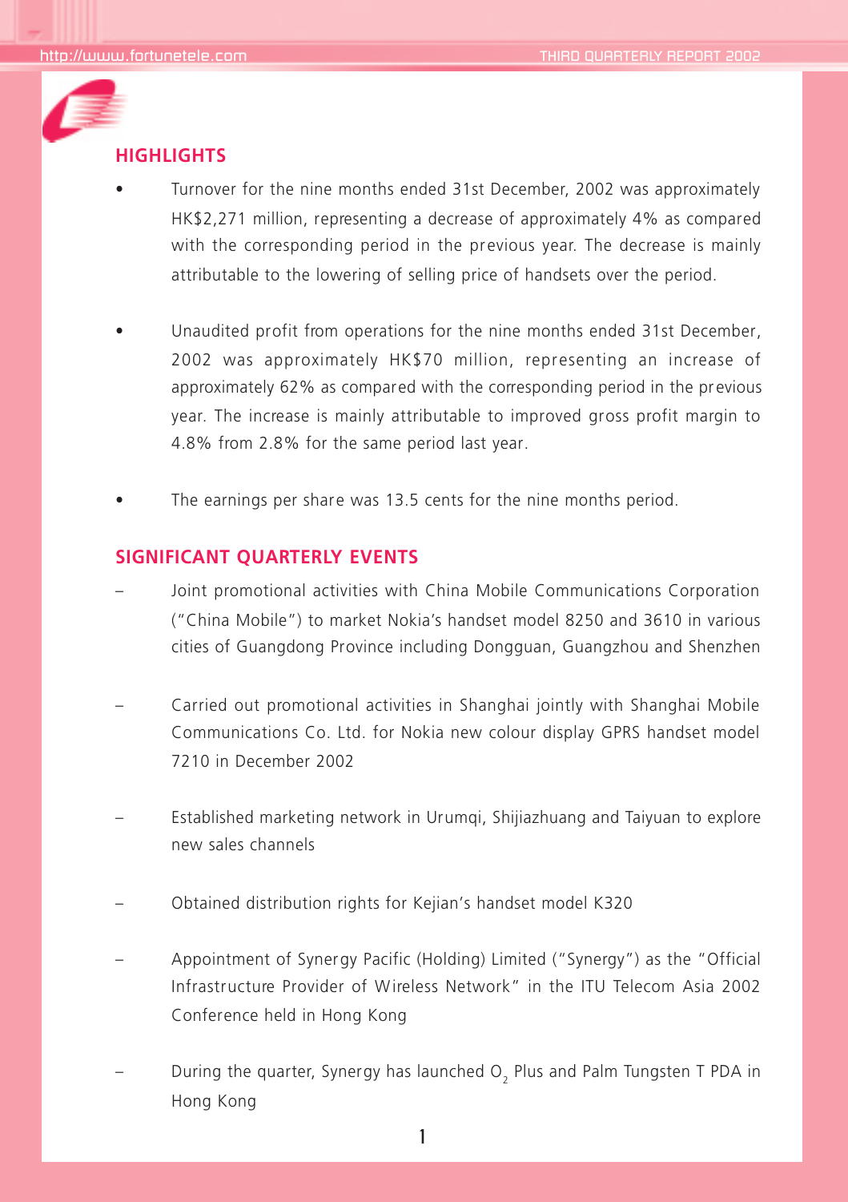## HIGHLIGHTS

- Turnover for the nine months ended 31st December, 2002 was approximately HK$2,271 million, representing a decrease of approximately 4% as compared with the corresponding period in the previous year. The decrease is mainly attributable to the lowering of selling price of handsets over the period.
- Unaudited profit from operations for the nine months ended 31st December, 2002 was approximately HK$70 million, representing an increase of approximately 62% as compared with the corresponding period in the previous year. The increase is mainly attributable to improved gross profit margin to 4.8% from 2.8% for the same period last year.
- The earnings per share was 13.5 cents for the nine months period.

## SIGNIFICANT QUARTERLY EVENTS

- Joint promotional activities with China Mobile Communications Corporation ("China Mobile") to market Nokia's handset model 8250 and 3610 in various cities of Guangdong Province including Dongguan, Guangzhou and Shenzhen
- Carried out promotional activities in Shanghai jointly with Shanghai Mobile Communications Co. Ltd. for Nokia new colour display GPRS handset model 7210 in December 2002
- Established marketing network in Urumqi, Shijiazhuang and Taiyuan to explore new sales channels
- Obtained distribution rights for Kejian's handset model K320
- Appointment of Synergy Pacific (Holding) Limited ("Synergy") as the "Official Infrastructure Provider of Wireless Network" in the ITU Telecom Asia 2002 Conference held in Hong Kong
- During the quarter, Synergy has launched $O_2$ Plus and Palm Tungsten T PDA in Hong Kong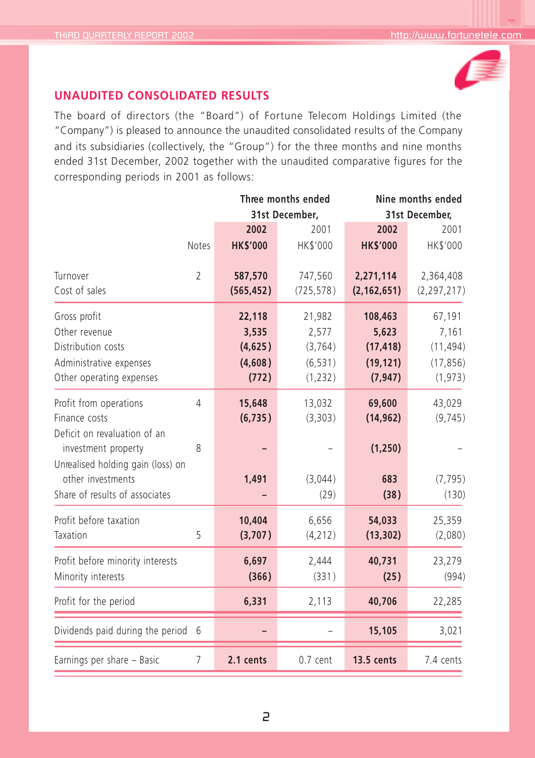## UNAUDITED CONSOLIDATED RESULTS

The board of directors (the "Board") of Fortune Telecom Holdings Limited (the "Company") is pleased to announce the unaudited consolidated results of the Company and its subsidiaries (collectively, the "Group") for the three months and nine months ended 31st December, 2002 together with the unaudited comparative figures for the corresponding periods in 2001 as follows:

| | | Three months ended 31st December, | | Nine months ended 31st December, | |
|---|---|---|---|---|---|
| | | **2002** | 2001 | **2002** | 2001 |
| | Notes | **HK$'000** | HK$'000 | **HK$'000** | HK$'000 |
| Turnover | 2 | **587,570** | 747,560 | **2,271,114** | 2,364,408 |
| Cost of sales | | **(565,452)** | (725,578) | **(2,162,651)** | (2,297,217) |
| Gross profit | | **22,118** | 21,982 | **108,463** | 67,191 |
| Other revenue | | **3,535** | 2,577 | **5,623** | 7,161 |
| Distribution costs | | **(4,625)** | (3,764) | **(17,418)** | (11,494) |
| Administrative expenses | | **(4,608)** | (6,531) | **(19,121)** | (17,856) |
| Other operating expenses | | **(772)** | (1,232) | **(7,947)** | (1,973) |
| Profit from operations | 4 | **15,648** | 13,032 | **69,600** | 43,029 |
| Finance costs | | **(6,735)** | (3,303) | **(14,962)** | (9,745) |
| Deficit on revaluation of an investment property | 8 | **–** | – | **(1,250)** | – |
| Unrealised holding gain (loss) on other investments | | **1,491** | (3,044) | **683** | (7,795) |
| Share of results of associates | | **–** | (29) | **(38)** | (130) |
| Profit before taxation | | **10,404** | 6,656 | **54,033** | 25,359 |
| Taxation | 5 | **(3,707)** | (4,212) | **(13,302)** | (2,080) |
| Profit before minority interests | | **6,697** | 2,444 | **40,731** | 23,279 |
| Minority interests | | **(366)** | (331) | **(25)** | (994) |
| Profit for the period | | **6,331** | 2,113 | **40,706** | 22,285 |
| Dividends paid during the period | 6 | **–** | – | **15,105** | 3,021 |
| Earnings per share – Basic | 7 | **2.1 cents** | 0.7 cent | **13.5 cents** | 7.4 cents |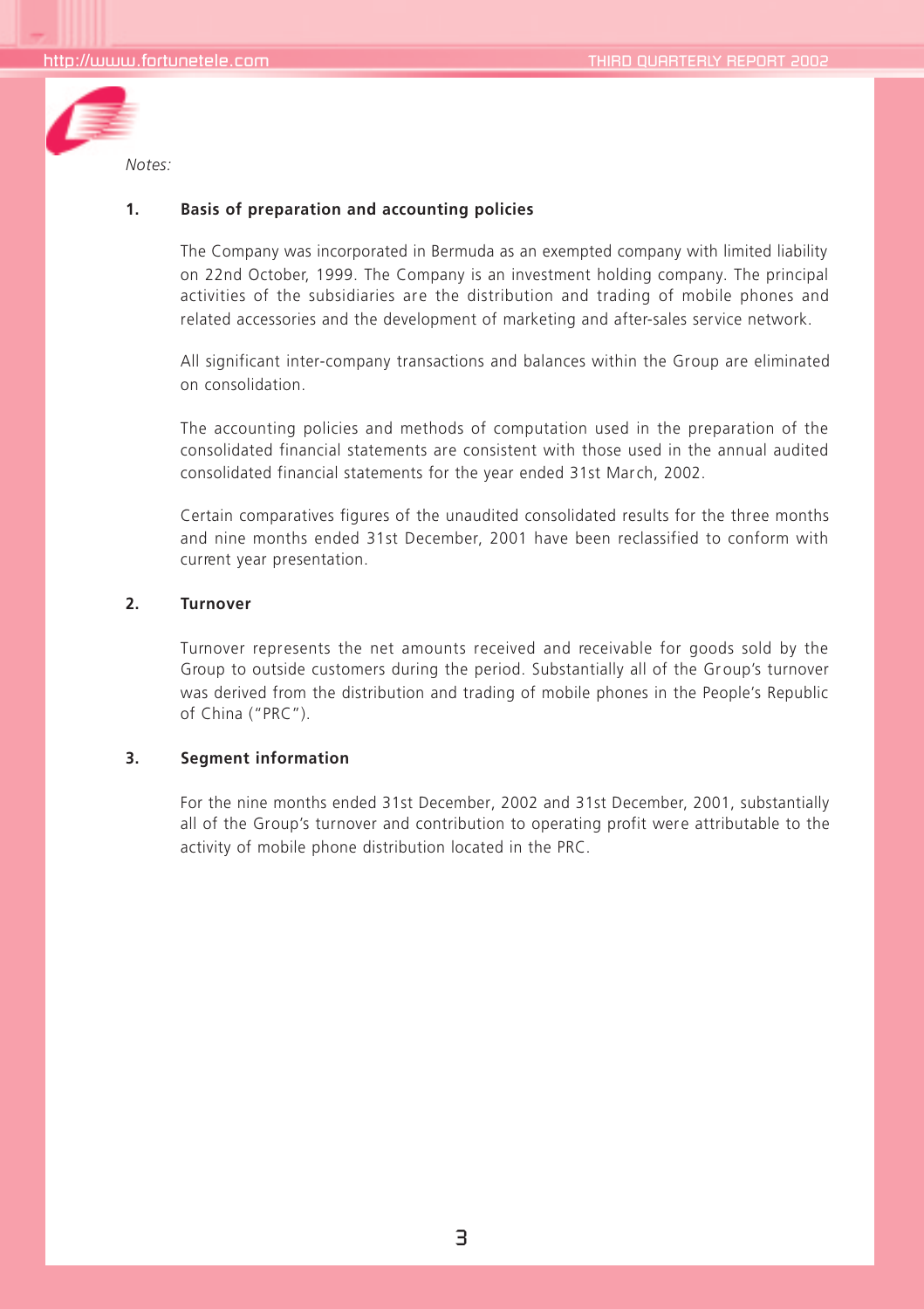*Notes:*

**1. Basis of preparation and accounting policies**

The Company was incorporated in Bermuda as an exempted company with limited liability on 22nd October, 1999. The Company is an investment holding company. The principal activities of the subsidiaries are the distribution and trading of mobile phones and related accessories and the development of marketing and after-sales service network.

All significant inter-company transactions and balances within the Group are eliminated on consolidation.

The accounting policies and methods of computation used in the preparation of the consolidated financial statements are consistent with those used in the annual audited consolidated financial statements for the year ended 31st March, 2002.

Certain comparatives figures of the unaudited consolidated results for the three months and nine months ended 31st December, 2001 have been reclassified to conform with current year presentation.

**2. Turnover**

Turnover represents the net amounts received and receivable for goods sold by the Group to outside customers during the period. Substantially all of the Group's turnover was derived from the distribution and trading of mobile phones in the People's Republic of China ("PRC").

**3. Segment information**

For the nine months ended 31st December, 2002 and 31st December, 2001, substantially all of the Group's turnover and contribution to operating profit were attributable to the activity of mobile phone distribution located in the PRC.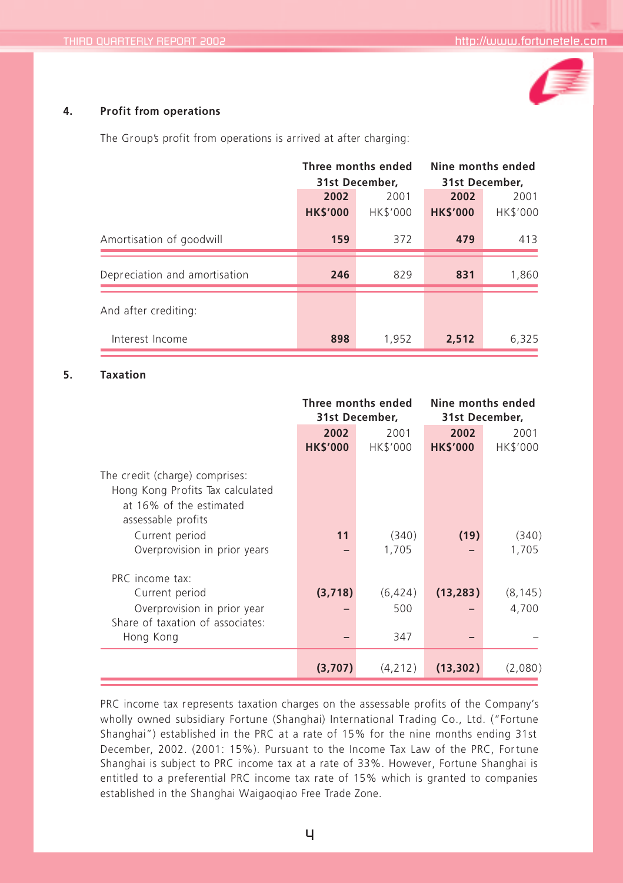## 4. Profit from operations

The Group's profit from operations is arrived at after charging:

| | Three months ended 31st December, | | Nine months ended 31st December, | |
|---|---|---|---|---|
| | **2002** | 2001 | **2002** | 2001 |
| | **HK$'000** | HK$'000 | **HK$'000** | HK$'000 |
| Amortisation of goodwill | **159** | 372 | **479** | 413 |
| Depreciation and amortisation | **246** | 829 | **831** | 1,860 |
| And after crediting: | | | | |
| Interest Income | **898** | 1,952 | **2,512** | 6,325 |

## 5. Taxation

| | Three months ended 31st December, | | Nine months ended 31st December, | |
|---|---|---|---|---|
| | **2002** | 2001 | **2002** | 2001 |
| | **HK$'000** | HK$'000 | **HK$'000** | HK$'000 |
| The credit (charge) comprises: | | | | |
| Hong Kong Profits Tax calculated at 16% of the estimated assessable profits | | | | |
| Current period | **11** | (340) | **(19)** | (340) |
| Overprovision in prior years | **–** | 1,705 | **–** | 1,705 |
| PRC income tax: | | | | |
| Current period | **(3,718)** | (6,424) | **(13,283)** | (8,145) |
| Overprovision in prior year | **–** | 500 | **–** | 4,700 |
| Share of taxation of associates: | | | | |
| Hong Kong | **–** | 347 | **–** | – |
| | **(3,707)** | (4,212) | **(13,302)** | (2,080) |

PRC income tax represents taxation charges on the assessable profits of the Company's wholly owned subsidiary Fortune (Shanghai) International Trading Co., Ltd. ("Fortune Shanghai") established in the PRC at a rate of 15% for the nine months ending 31st December, 2002. (2001: 15%). Pursuant to the Income Tax Law of the PRC, Fortune Shanghai is subject to PRC income tax at a rate of 33%. However, Fortune Shanghai is entitled to a preferential PRC income tax rate of 15% which is granted to companies established in the Shanghai Waigaoqiao Free Trade Zone.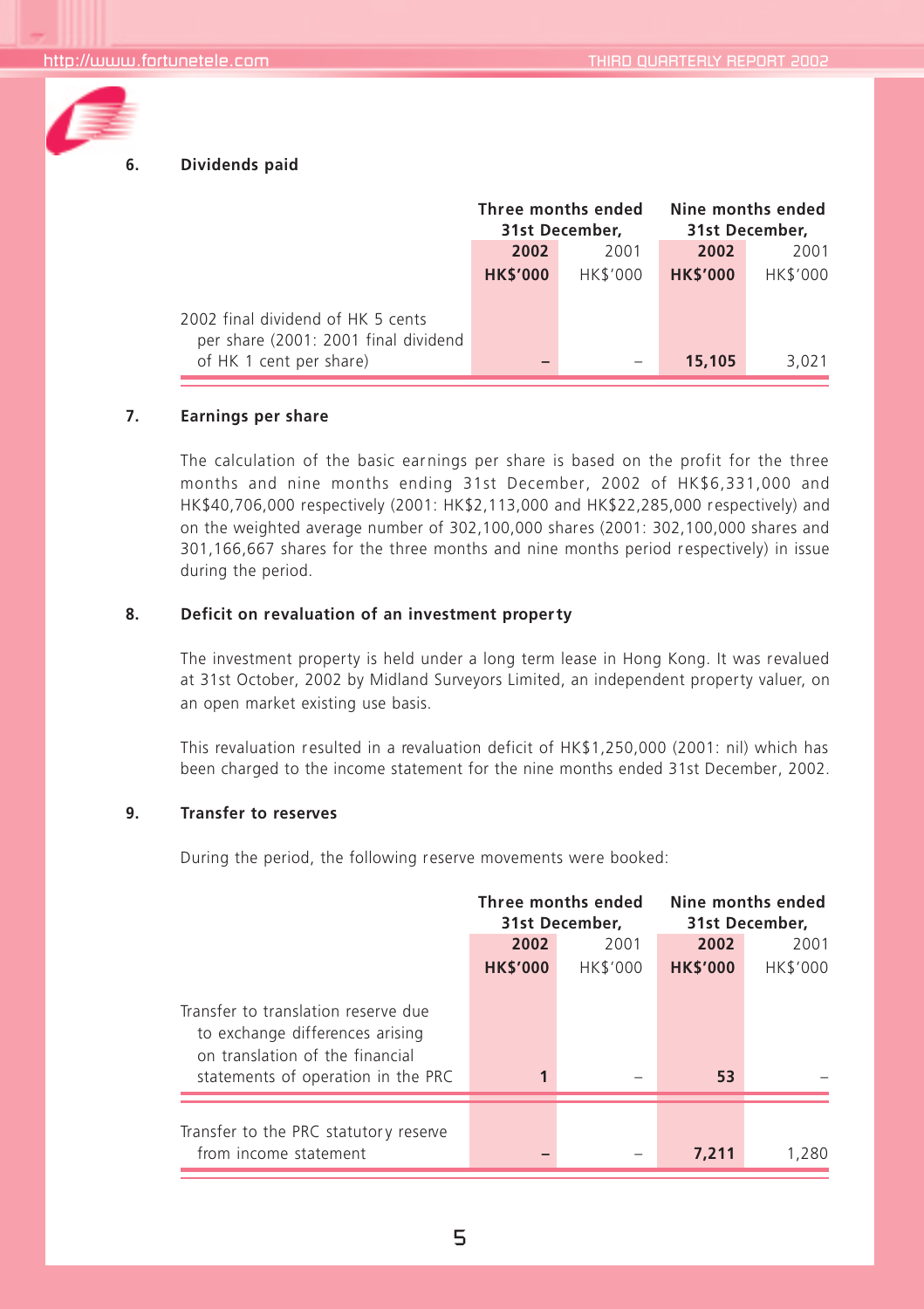## 6. Dividends paid

| | Three months ended 31st December, | | Nine months ended 31st December, | |
|---|---|---|---|---|
| | **2002** | 2001 | **2002** | 2001 |
| | **HK$'000** | HK$'000 | **HK$'000** | HK$'000 |
| 2002 final dividend of HK 5 cents per share (2001: 2001 final dividend of HK 1 cent per share) | **–** | – | **15,105** | 3,021 |

## 7. Earnings per share

The calculation of the basic earnings per share is based on the profit for the three months and nine months ending 31st December, 2002 of HK$6,331,000 and HK$40,706,000 respectively (2001: HK$2,113,000 and HK$22,285,000 respectively) and on the weighted average number of 302,100,000 shares (2001: 302,100,000 shares and 301,166,667 shares for the three months and nine months period respectively) in issue during the period.

## 8. Deficit on revaluation of an investment property

The investment property is held under a long term lease in Hong Kong. It was revalued at 31st October, 2002 by Midland Surveyors Limited, an independent property valuer, on an open market existing use basis.

This revaluation resulted in a revaluation deficit of HK$1,250,000 (2001: nil) which has been charged to the income statement for the nine months ended 31st December, 2002.

## 9. Transfer to reserves

During the period, the following reserve movements were booked:

| | Three months ended 31st December, | | Nine months ended 31st December, | |
|---|---|---|---|---|
| | **2002** | 2001 | **2002** | 2001 |
| | **HK$'000** | HK$'000 | **HK$'000** | HK$'000 |
| Transfer to translation reserve due to exchange differences arising on translation of the financial statements of operation in the PRC | **1** | – | **53** | – |
| Transfer to the PRC statutory reserve from income statement | **–** | – | **7,211** | 1,280 |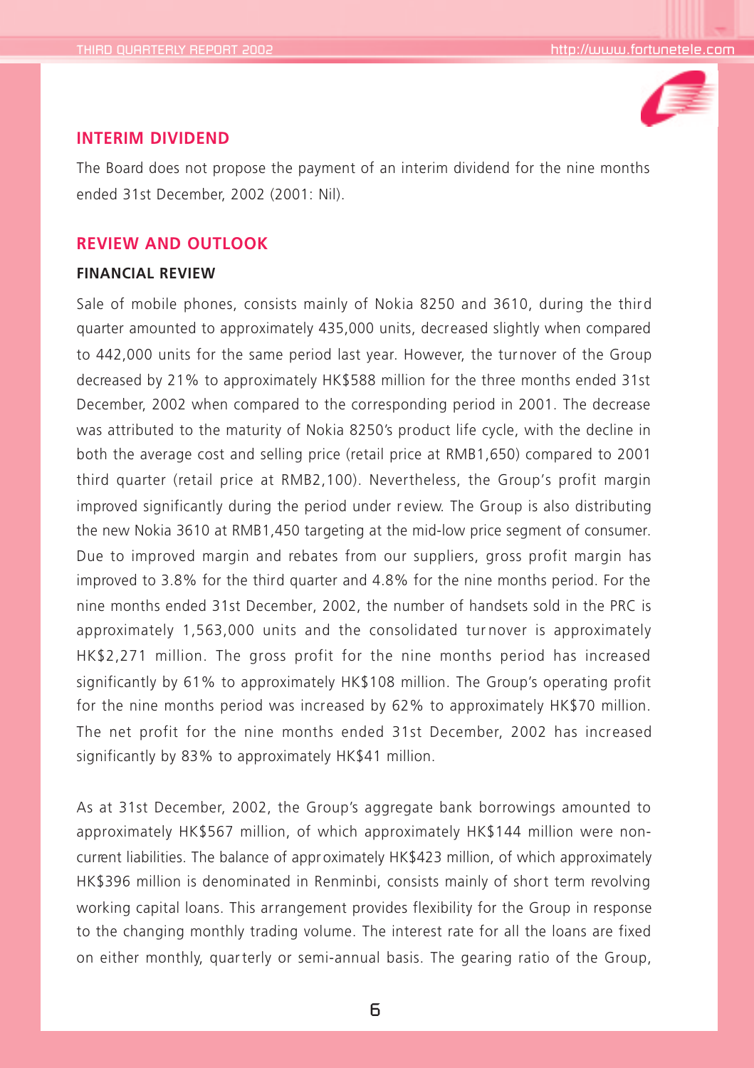## INTERIM DIVIDEND

The Board does not propose the payment of an interim dividend for the nine months ended 31st December, 2002 (2001: Nil).

## REVIEW AND OUTLOOK

### FINANCIAL REVIEW

Sale of mobile phones, consists mainly of Nokia 8250 and 3610, during the third quarter amounted to approximately 435,000 units, decreased slightly when compared to 442,000 units for the same period last year. However, the turnover of the Group decreased by 21% to approximately HK$588 million for the three months ended 31st December, 2002 when compared to the corresponding period in 2001. The decrease was attributed to the maturity of Nokia 8250's product life cycle, with the decline in both the average cost and selling price (retail price at RMB1,650) compared to 2001 third quarter (retail price at RMB2,100). Nevertheless, the Group's profit margin improved significantly during the period under review. The Group is also distributing the new Nokia 3610 at RMB1,450 targeting at the mid-low price segment of consumer. Due to improved margin and rebates from our suppliers, gross profit margin has improved to 3.8% for the third quarter and 4.8% for the nine months period. For the nine months ended 31st December, 2002, the number of handsets sold in the PRC is approximately 1,563,000 units and the consolidated turnover is approximately HK$2,271 million. The gross profit for the nine months period has increased significantly by 61% to approximately HK$108 million. The Group's operating profit for the nine months period was increased by 62% to approximately HK$70 million. The net profit for the nine months ended 31st December, 2002 has increased significantly by 83% to approximately HK$41 million.

As at 31st December, 2002, the Group's aggregate bank borrowings amounted to approximately HK$567 million, of which approximately HK$144 million were non-current liabilities. The balance of approximately HK$423 million, of which approximately HK$396 million is denominated in Renminbi, consists mainly of short term revolving working capital loans. This arrangement provides flexibility for the Group in response to the changing monthly trading volume. The interest rate for all the loans are fixed on either monthly, quarterly or semi-annual basis. The gearing ratio of the Group,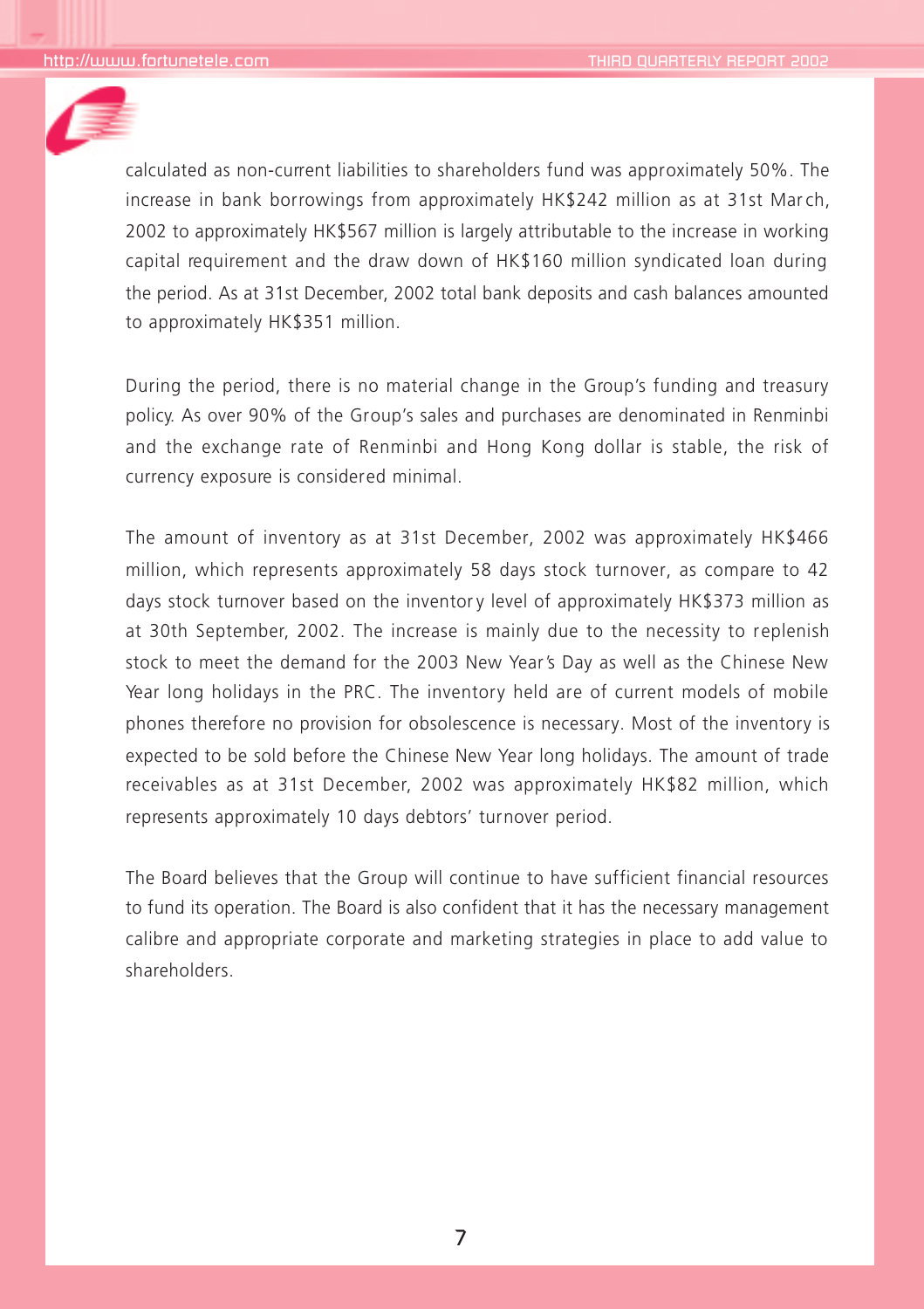calculated as non-current liabilities to shareholders fund was approximately 50%. The increase in bank borrowings from approximately HK$242 million as at 31st March, 2002 to approximately HK$567 million is largely attributable to the increase in working capital requirement and the draw down of HK$160 million syndicated loan during the period. As at 31st December, 2002 total bank deposits and cash balances amounted to approximately HK$351 million.

During the period, there is no material change in the Group's funding and treasury policy. As over 90% of the Group's sales and purchases are denominated in Renminbi and the exchange rate of Renminbi and Hong Kong dollar is stable, the risk of currency exposure is considered minimal.

The amount of inventory as at 31st December, 2002 was approximately HK$466 million, which represents approximately 58 days stock turnover, as compare to 42 days stock turnover based on the inventory level of approximately HK$373 million as at 30th September, 2002. The increase is mainly due to the necessity to replenish stock to meet the demand for the 2003 New Year's Day as well as the Chinese New Year long holidays in the PRC. The inventory held are of current models of mobile phones therefore no provision for obsolescence is necessary. Most of the inventory is expected to be sold before the Chinese New Year long holidays. The amount of trade receivables as at 31st December, 2002 was approximately HK$82 million, which represents approximately 10 days debtors' turnover period.

The Board believes that the Group will continue to have sufficient financial resources to fund its operation. The Board is also confident that it has the necessary management calibre and appropriate corporate and marketing strategies in place to add value to shareholders.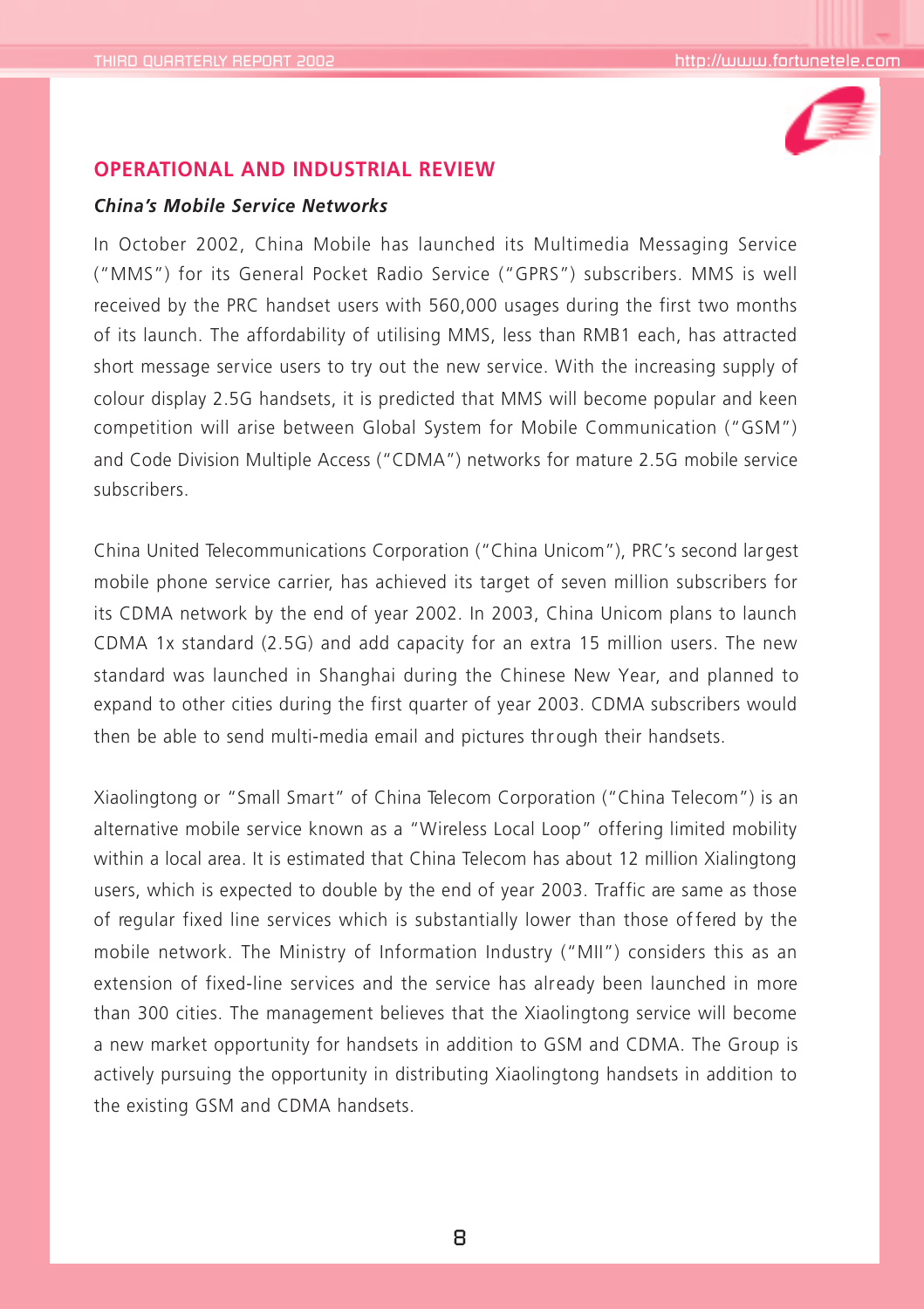## OPERATIONAL AND INDUSTRIAL REVIEW

### *China's Mobile Service Networks*

In October 2002, China Mobile has launched its Multimedia Messaging Service ("MMS") for its General Pocket Radio Service ("GPRS") subscribers. MMS is well received by the PRC handset users with 560,000 usages during the first two months of its launch. The affordability of utilising MMS, less than RMB1 each, has attracted short message service users to try out the new service. With the increasing supply of colour display 2.5G handsets, it is predicted that MMS will become popular and keen competition will arise between Global System for Mobile Communication ("GSM") and Code Division Multiple Access ("CDMA") networks for mature 2.5G mobile service subscribers.

China United Telecommunications Corporation ("China Unicom"), PRC's second largest mobile phone service carrier, has achieved its target of seven million subscribers for its CDMA network by the end of year 2002. In 2003, China Unicom plans to launch CDMA 1x standard (2.5G) and add capacity for an extra 15 million users. The new standard was launched in Shanghai during the Chinese New Year, and planned to expand to other cities during the first quarter of year 2003. CDMA subscribers would then be able to send multi-media email and pictures through their handsets.

Xiaolingtong or "Small Smart" of China Telecom Corporation ("China Telecom") is an alternative mobile service known as a "Wireless Local Loop" offering limited mobility within a local area. It is estimated that China Telecom has about 12 million Xialingtong users, which is expected to double by the end of year 2003. Traffic are same as those of regular fixed line services which is substantially lower than those offered by the mobile network. The Ministry of Information Industry ("MII") considers this as an extension of fixed-line services and the service has already been launched in more than 300 cities. The management believes that the Xiaolingtong service will become a new market opportunity for handsets in addition to GSM and CDMA. The Group is actively pursuing the opportunity in distributing Xiaolingtong handsets in addition to the existing GSM and CDMA handsets.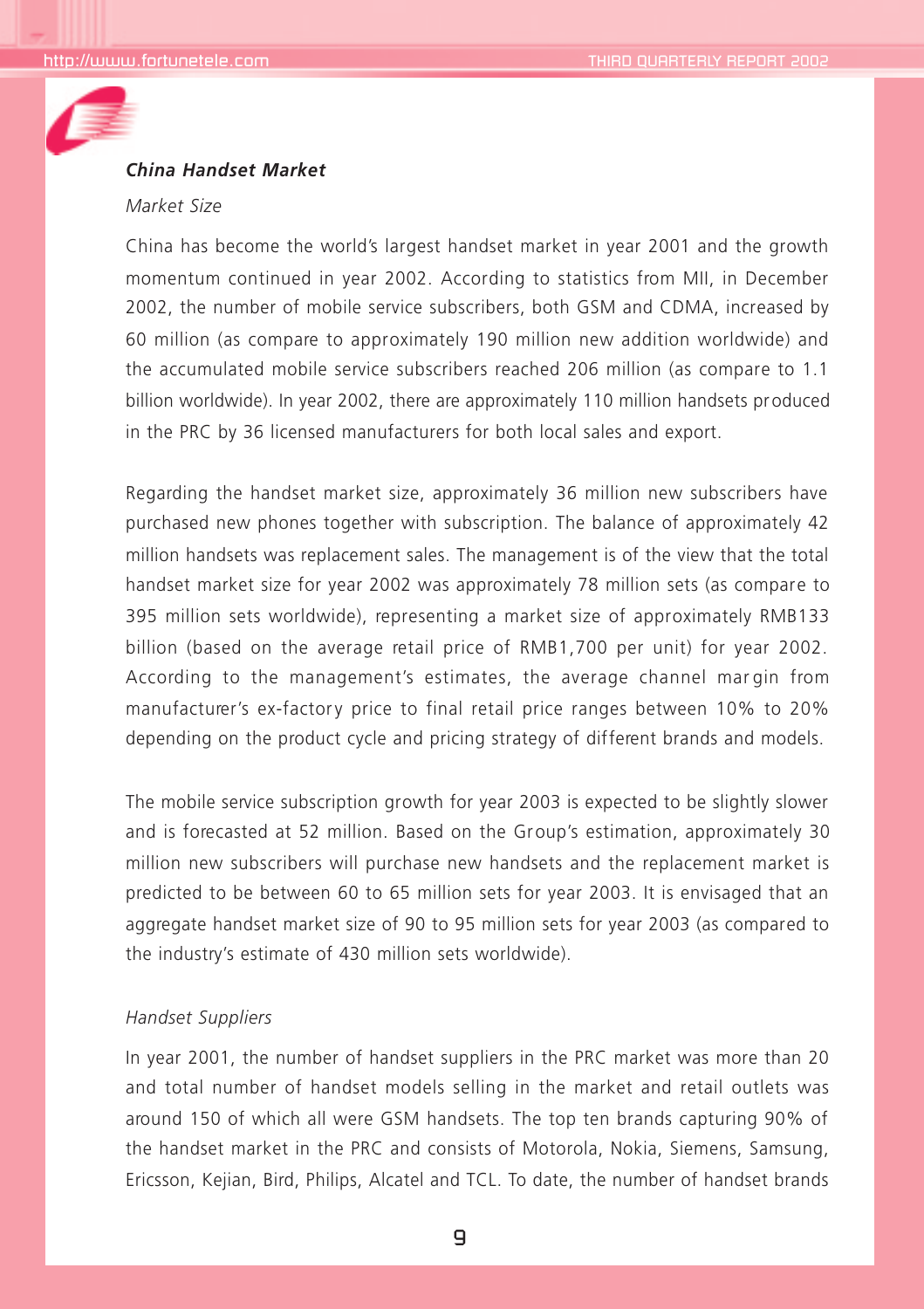***China Handset Market***

*Market Size*

China has become the world's largest handset market in year 2001 and the growth momentum continued in year 2002. According to statistics from MII, in December 2002, the number of mobile service subscribers, both GSM and CDMA, increased by 60 million (as compare to approximately 190 million new addition worldwide) and the accumulated mobile service subscribers reached 206 million (as compare to 1.1 billion worldwide). In year 2002, there are approximately 110 million handsets produced in the PRC by 36 licensed manufacturers for both local sales and export.

Regarding the handset market size, approximately 36 million new subscribers have purchased new phones together with subscription. The balance of approximately 42 million handsets was replacement sales. The management is of the view that the total handset market size for year 2002 was approximately 78 million sets (as compare to 395 million sets worldwide), representing a market size of approximately RMB133 billion (based on the average retail price of RMB1,700 per unit) for year 2002. According to the management's estimates, the average channel margin from manufacturer's ex-factory price to final retail price ranges between 10% to 20% depending on the product cycle and pricing strategy of different brands and models.

The mobile service subscription growth for year 2003 is expected to be slightly slower and is forecasted at 52 million. Based on the Group's estimation, approximately 30 million new subscribers will purchase new handsets and the replacement market is predicted to be between 60 to 65 million sets for year 2003. It is envisaged that an aggregate handset market size of 90 to 95 million sets for year 2003 (as compared to the industry's estimate of 430 million sets worldwide).

*Handset Suppliers*

In year 2001, the number of handset suppliers in the PRC market was more than 20 and total number of handset models selling in the market and retail outlets was around 150 of which all were GSM handsets. The top ten brands capturing 90% of the handset market in the PRC and consists of Motorola, Nokia, Siemens, Samsung, Ericsson, Kejian, Bird, Philips, Alcatel and TCL. To date, the number of handset brands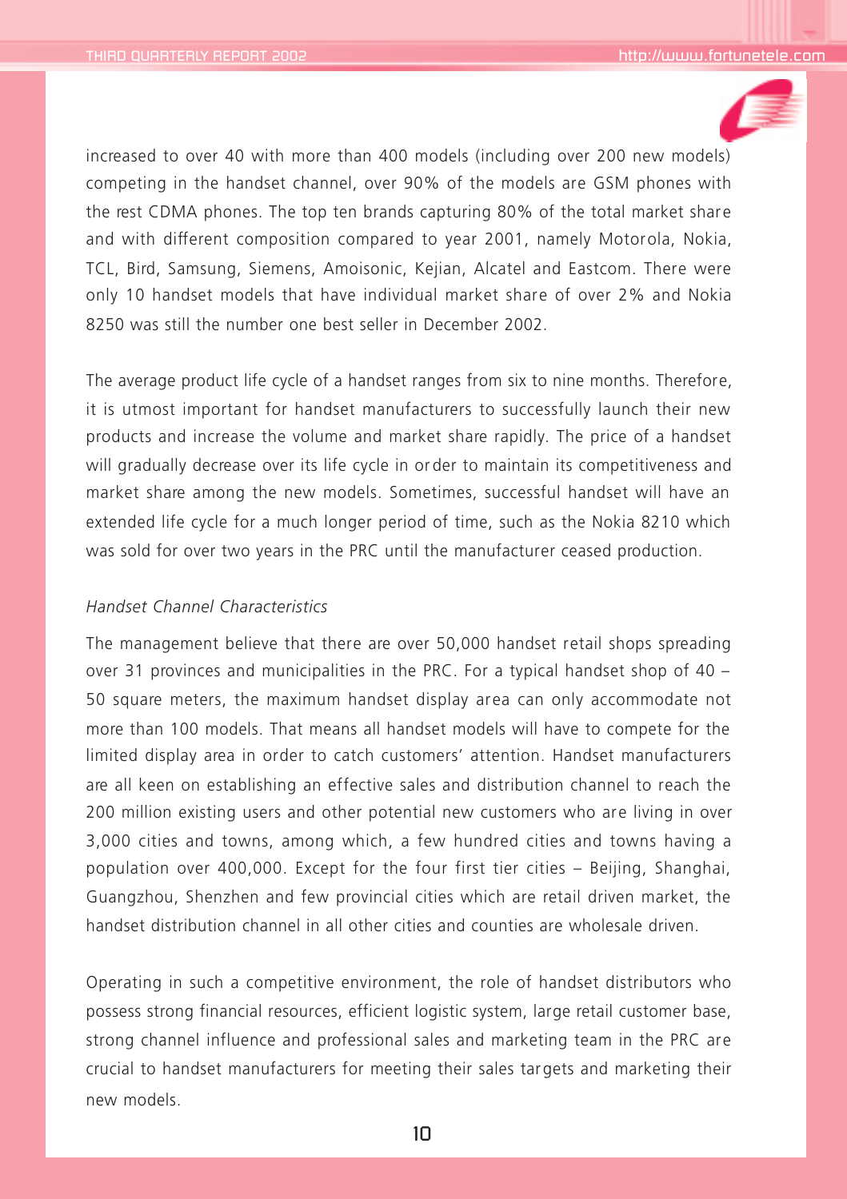increased to over 40 with more than 400 models (including over 200 new models) competing in the handset channel, over 90% of the models are GSM phones with the rest CDMA phones. The top ten brands capturing 80% of the total market share and with different composition compared to year 2001, namely Motorola, Nokia, TCL, Bird, Samsung, Siemens, Amoisonic, Kejian, Alcatel and Eastcom. There were only 10 handset models that have individual market share of over 2% and Nokia 8250 was still the number one best seller in December 2002.

The average product life cycle of a handset ranges from six to nine months. Therefore, it is utmost important for handset manufacturers to successfully launch their new products and increase the volume and market share rapidly. The price of a handset will gradually decrease over its life cycle in order to maintain its competitiveness and market share among the new models. Sometimes, successful handset will have an extended life cycle for a much longer period of time, such as the Nokia 8210 which was sold for over two years in the PRC until the manufacturer ceased production.

*Handset Channel Characteristics*

The management believe that there are over 50,000 handset retail shops spreading over 31 provinces and municipalities in the PRC. For a typical handset shop of 40 – 50 square meters, the maximum handset display area can only accommodate not more than 100 models. That means all handset models will have to compete for the limited display area in order to catch customers' attention. Handset manufacturers are all keen on establishing an effective sales and distribution channel to reach the 200 million existing users and other potential new customers who are living in over 3,000 cities and towns, among which, a few hundred cities and towns having a population over 400,000. Except for the four first tier cities – Beijing, Shanghai, Guangzhou, Shenzhen and few provincial cities which are retail driven market, the handset distribution channel in all other cities and counties are wholesale driven.

Operating in such a competitive environment, the role of handset distributors who possess strong financial resources, efficient logistic system, large retail customer base, strong channel influence and professional sales and marketing team in the PRC are crucial to handset manufacturers for meeting their sales targets and marketing their new models.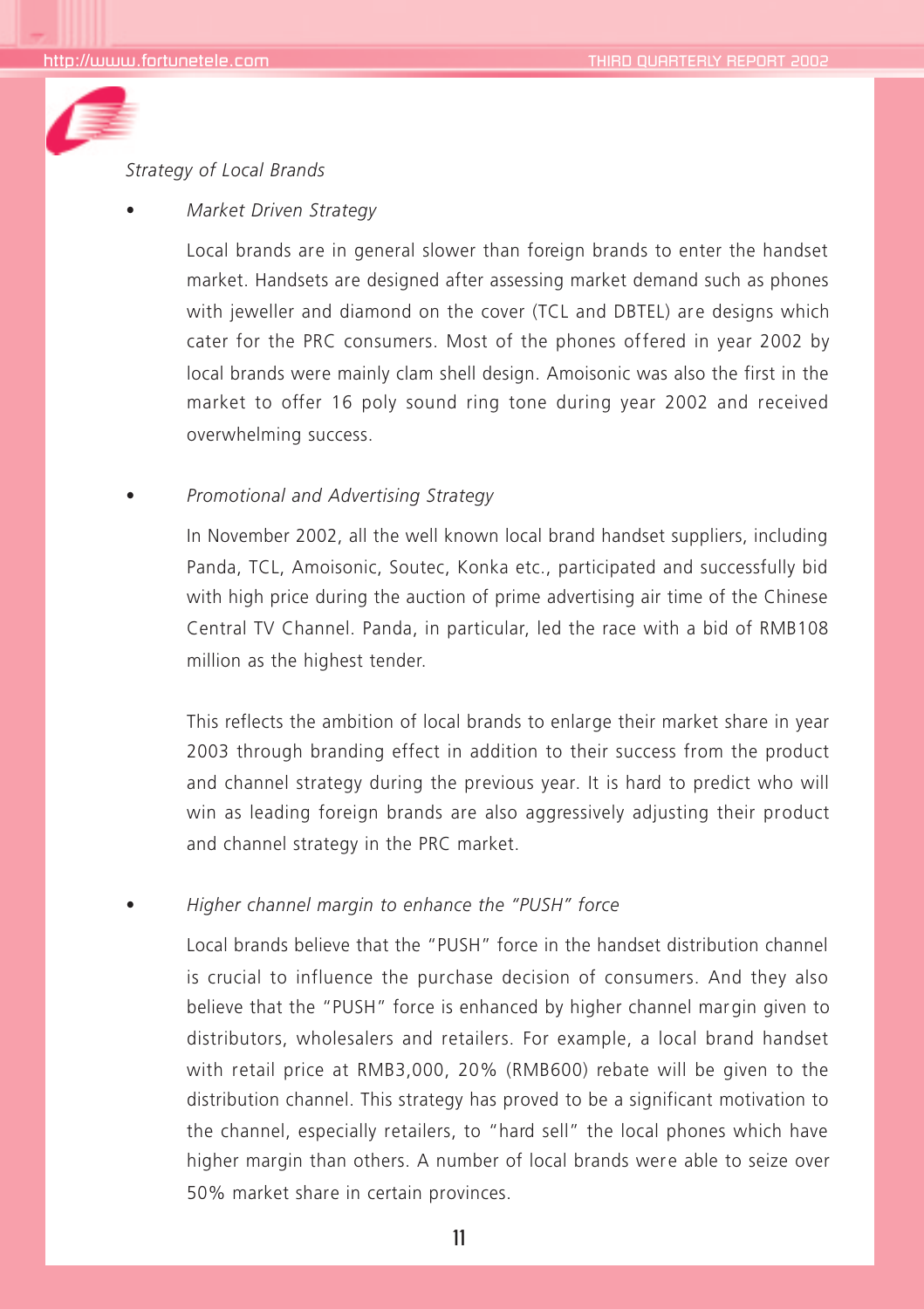*Strategy of Local Brands*

- *Market Driven Strategy*

  Local brands are in general slower than foreign brands to enter the handset market. Handsets are designed after assessing market demand such as phones with jeweller and diamond on the cover (TCL and DBTEL) are designs which cater for the PRC consumers. Most of the phones offered in year 2002 by local brands were mainly clam shell design. Amoisonic was also the first in the market to offer 16 poly sound ring tone during year 2002 and received overwhelming success.

- *Promotional and Advertising Strategy*

  In November 2002, all the well known local brand handset suppliers, including Panda, TCL, Amoisonic, Soutec, Konka etc., participated and successfully bid with high price during the auction of prime advertising air time of the Chinese Central TV Channel. Panda, in particular, led the race with a bid of RMB108 million as the highest tender.

  This reflects the ambition of local brands to enlarge their market share in year 2003 through branding effect in addition to their success from the product and channel strategy during the previous year. It is hard to predict who will win as leading foreign brands are also aggressively adjusting their product and channel strategy in the PRC market.

- *Higher channel margin to enhance the "PUSH" force*

  Local brands believe that the "PUSH" force in the handset distribution channel is crucial to influence the purchase decision of consumers. And they also believe that the "PUSH" force is enhanced by higher channel margin given to distributors, wholesalers and retailers. For example, a local brand handset with retail price at RMB3,000, 20% (RMB600) rebate will be given to the distribution channel. This strategy has proved to be a significant motivation to the channel, especially retailers, to "hard sell" the local phones which have higher margin than others. A number of local brands were able to seize over 50% market share in certain provinces.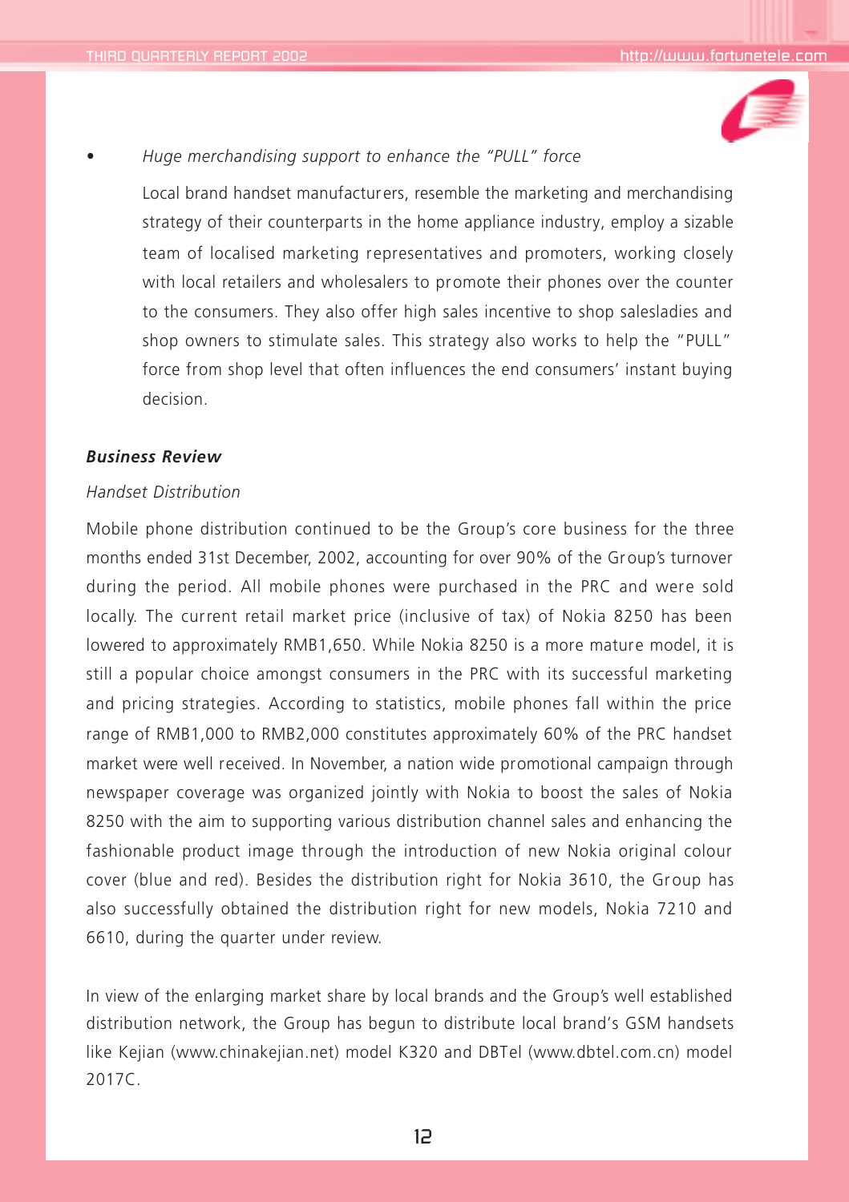- *Huge merchandising support to enhance the "PULL" force*

  Local brand handset manufacturers, resemble the marketing and merchandising strategy of their counterparts in the home appliance industry, employ a sizable team of localised marketing representatives and promoters, working closely with local retailers and wholesalers to promote their phones over the counter to the consumers. They also offer high sales incentive to shop salesladies and shop owners to stimulate sales. This strategy also works to help the "PULL" force from shop level that often influences the end consumers' instant buying decision.

***Business Review***

*Handset Distribution*

Mobile phone distribution continued to be the Group's core business for the three months ended 31st December, 2002, accounting for over 90% of the Group's turnover during the period. All mobile phones were purchased in the PRC and were sold locally. The current retail market price (inclusive of tax) of Nokia 8250 has been lowered to approximately RMB1,650. While Nokia 8250 is a more mature model, it is still a popular choice amongst consumers in the PRC with its successful marketing and pricing strategies. According to statistics, mobile phones fall within the price range of RMB1,000 to RMB2,000 constitutes approximately 60% of the PRC handset market were well received. In November, a nation wide promotional campaign through newspaper coverage was organized jointly with Nokia to boost the sales of Nokia 8250 with the aim to supporting various distribution channel sales and enhancing the fashionable product image through the introduction of new Nokia original colour cover (blue and red). Besides the distribution right for Nokia 3610, the Group has also successfully obtained the distribution right for new models, Nokia 7210 and 6610, during the quarter under review.

In view of the enlarging market share by local brands and the Group's well established distribution network, the Group has begun to distribute local brand's GSM handsets like Kejian (www.chinakejian.net) model K320 and DBTel (www.dbtel.com.cn) model 2017C.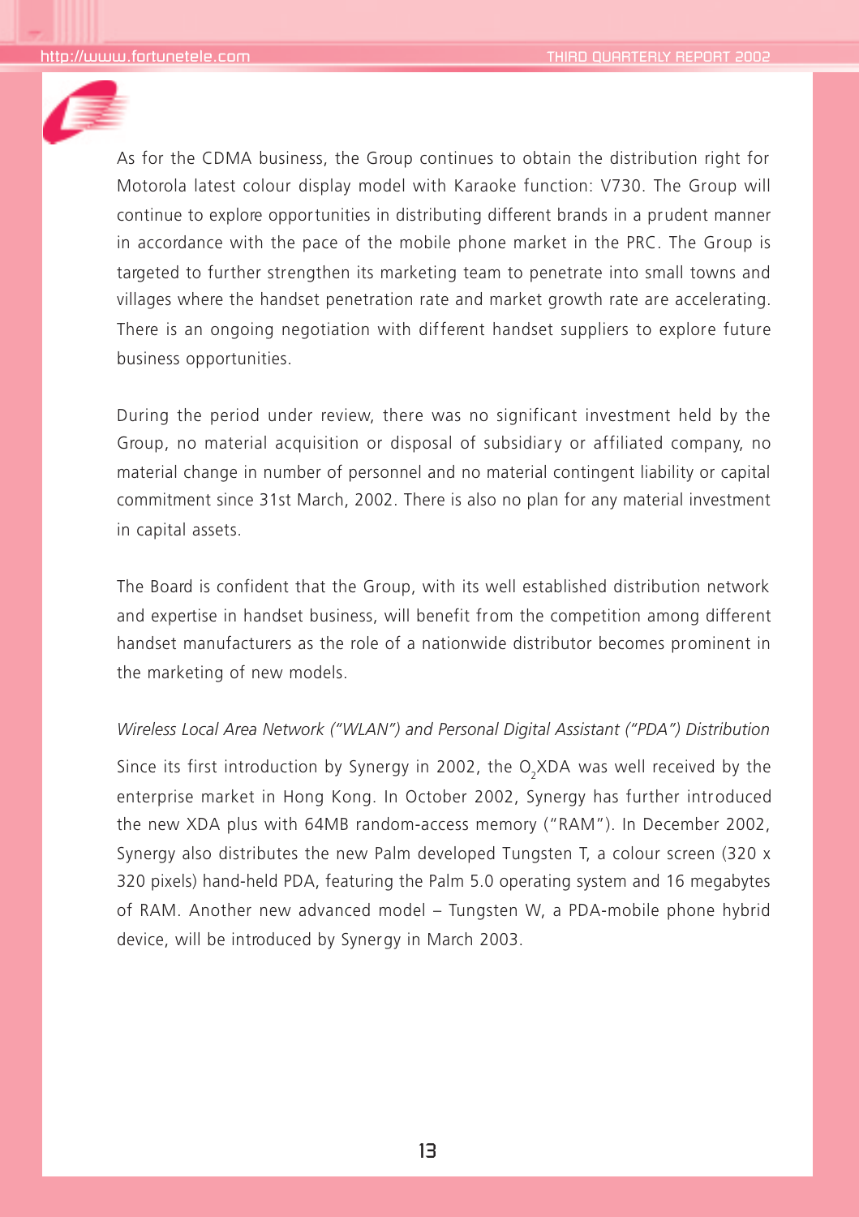As for the CDMA business, the Group continues to obtain the distribution right for Motorola latest colour display model with Karaoke function: V730. The Group will continue to explore opportunities in distributing different brands in a prudent manner in accordance with the pace of the mobile phone market in the PRC. The Group is targeted to further strengthen its marketing team to penetrate into small towns and villages where the handset penetration rate and market growth rate are accelerating. There is an ongoing negotiation with different handset suppliers to explore future business opportunities.

During the period under review, there was no significant investment held by the Group, no material acquisition or disposal of subsidiary or affiliated company, no material change in number of personnel and no material contingent liability or capital commitment since 31st March, 2002. There is also no plan for any material investment in capital assets.

The Board is confident that the Group, with its well established distribution network and expertise in handset business, will benefit from the competition among different handset manufacturers as the role of a nationwide distributor becomes prominent in the marketing of new models.

*Wireless Local Area Network ("WLAN") and Personal Digital Assistant ("PDA") Distribution*

Since its first introduction by Synergy in 2002, the $O_2$XDA was well received by the enterprise market in Hong Kong. In October 2002, Synergy has further introduced the new XDA plus with 64MB random-access memory ("RAM"). In December 2002, Synergy also distributes the new Palm developed Tungsten T, a colour screen (320 x 320 pixels) hand-held PDA, featuring the Palm 5.0 operating system and 16 megabytes of RAM. Another new advanced model – Tungsten W, a PDA-mobile phone hybrid device, will be introduced by Synergy in March 2003.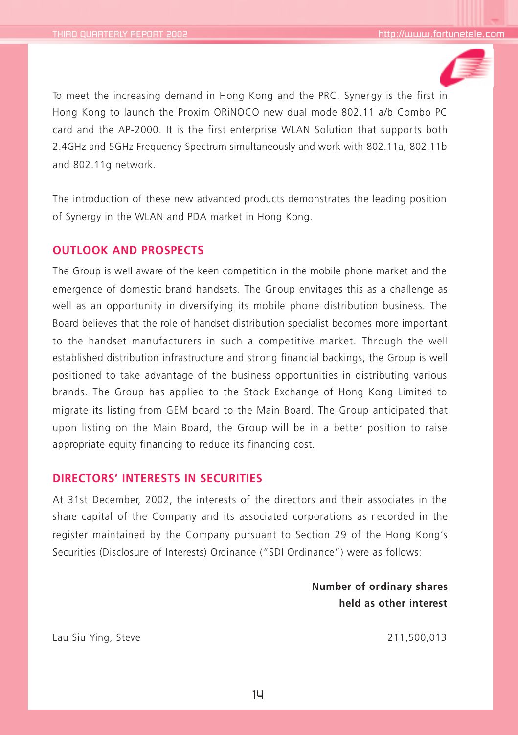To meet the increasing demand in Hong Kong and the PRC, Synergy is the first in Hong Kong to launch the Proxim ORiNOCO new dual mode 802.11 a/b Combo PC card and the AP-2000. It is the first enterprise WLAN Solution that supports both 2.4GHz and 5GHz Frequency Spectrum simultaneously and work with 802.11a, 802.11b and 802.11g network.

The introduction of these new advanced products demonstrates the leading position of Synergy in the WLAN and PDA market in Hong Kong.

## OUTLOOK AND PROSPECTS

The Group is well aware of the keen competition in the mobile phone market and the emergence of domestic brand handsets. The Group envitages this as a challenge as well as an opportunity in diversifying its mobile phone distribution business. The Board believes that the role of handset distribution specialist becomes more important to the handset manufacturers in such a competitive market. Through the well established distribution infrastructure and strong financial backings, the Group is well positioned to take advantage of the business opportunities in distributing various brands. The Group has applied to the Stock Exchange of Hong Kong Limited to migrate its listing from GEM board to the Main Board. The Group anticipated that upon listing on the Main Board, the Group will be in a better position to raise appropriate equity financing to reduce its financing cost.

## DIRECTORS' INTERESTS IN SECURITIES

At 31st December, 2002, the interests of the directors and their associates in the share capital of the Company and its associated corporations as recorded in the register maintained by the Company pursuant to Section 29 of the Hong Kong's Securities (Disclosure of Interests) Ordinance ("SDI Ordinance") were as follows:

| | Number of ordinary shares held as other interest |
|---|---|
| Lau Siu Ying, Steve | 211,500,013 |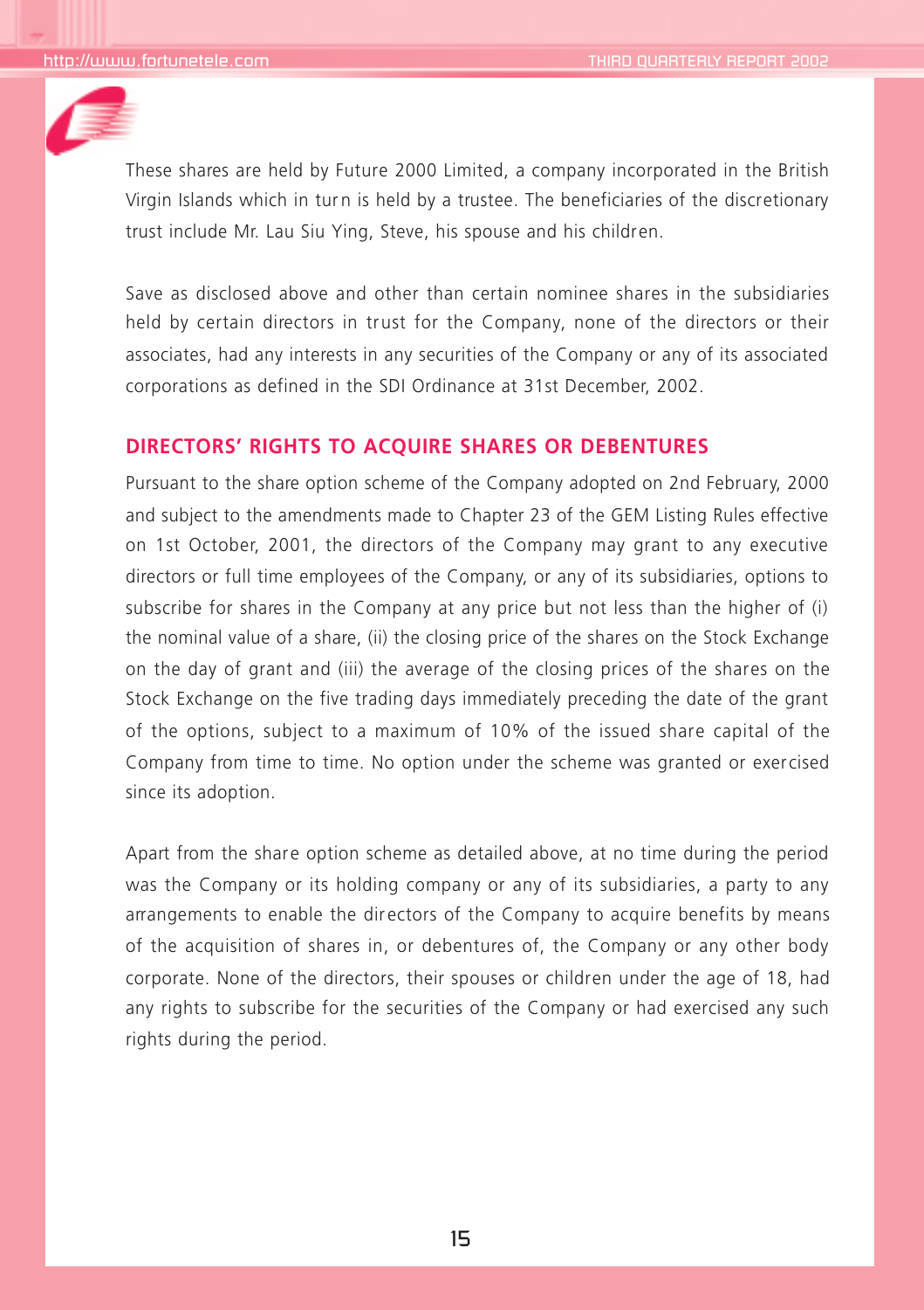These shares are held by Future 2000 Limited, a company incorporated in the British Virgin Islands which in turn is held by a trustee. The beneficiaries of the discretionary trust include Mr. Lau Siu Ying, Steve, his spouse and his children.

Save as disclosed above and other than certain nominee shares in the subsidiaries held by certain directors in trust for the Company, none of the directors or their associates, had any interests in any securities of the Company or any of its associated corporations as defined in the SDI Ordinance at 31st December, 2002.

## DIRECTORS' RIGHTS TO ACQUIRE SHARES OR DEBENTURES

Pursuant to the share option scheme of the Company adopted on 2nd February, 2000 and subject to the amendments made to Chapter 23 of the GEM Listing Rules effective on 1st October, 2001, the directors of the Company may grant to any executive directors or full time employees of the Company, or any of its subsidiaries, options to subscribe for shares in the Company at any price but not less than the higher of (i) the nominal value of a share, (ii) the closing price of the shares on the Stock Exchange on the day of grant and (iii) the average of the closing prices of the shares on the Stock Exchange on the five trading days immediately preceding the date of the grant of the options, subject to a maximum of 10% of the issued share capital of the Company from time to time. No option under the scheme was granted or exercised since its adoption.

Apart from the share option scheme as detailed above, at no time during the period was the Company or its holding company or any of its subsidiaries, a party to any arrangements to enable the directors of the Company to acquire benefits by means of the acquisition of shares in, or debentures of, the Company or any other body corporate. None of the directors, their spouses or children under the age of 18, had any rights to subscribe for the securities of the Company or had exercised any such rights during the period.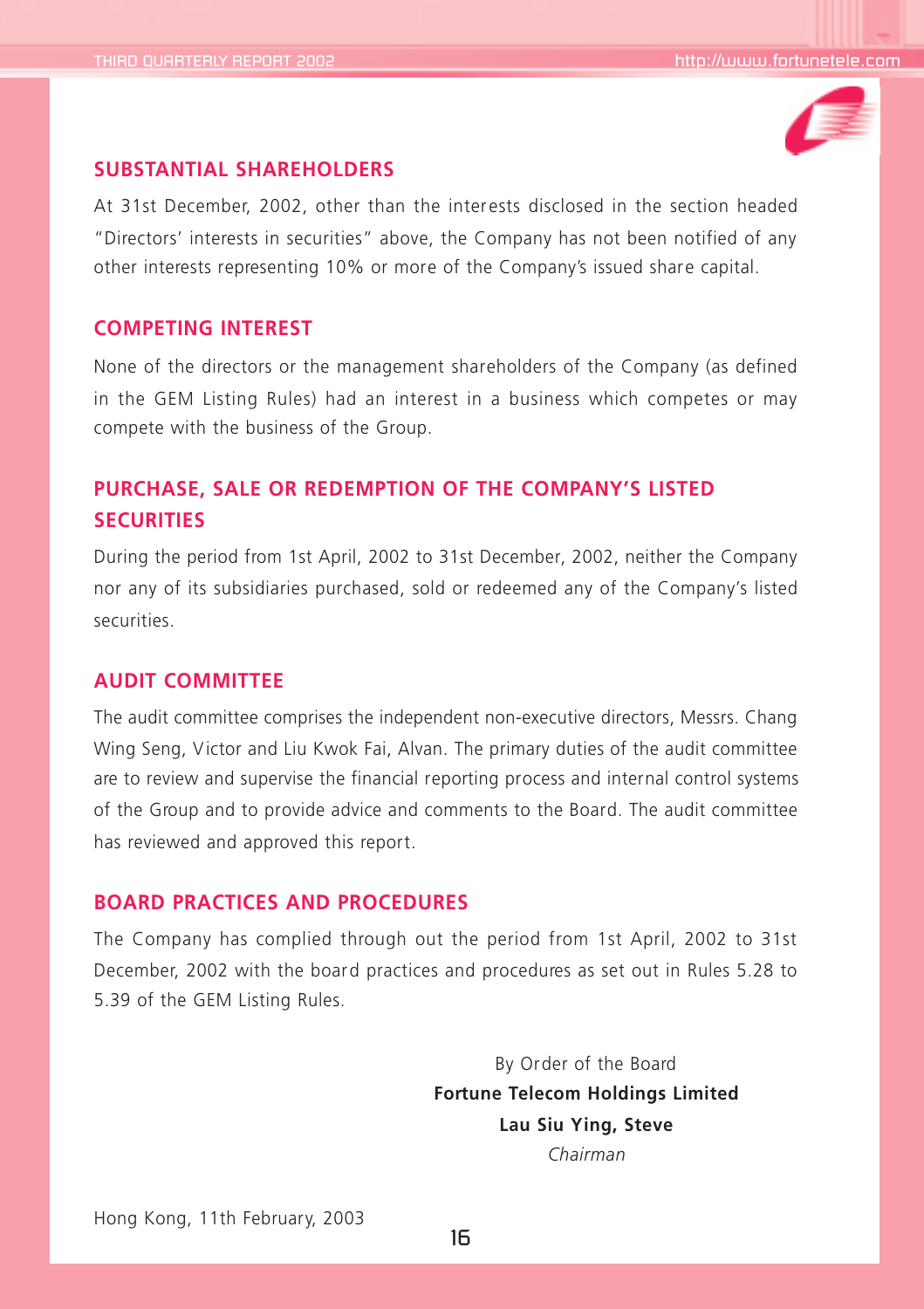## SUBSTANTIAL SHAREHOLDERS

At 31st December, 2002, other than the interests disclosed in the section headed "Directors' interests in securities" above, the Company has not been notified of any other interests representing 10% or more of the Company's issued share capital.

## COMPETING INTEREST

None of the directors or the management shareholders of the Company (as defined in the GEM Listing Rules) had an interest in a business which competes or may compete with the business of the Group.

## PURCHASE, SALE OR REDEMPTION OF THE COMPANY'S LISTED SECURITIES

During the period from 1st April, 2002 to 31st December, 2002, neither the Company nor any of its subsidiaries purchased, sold or redeemed any of the Company's listed securities.

## AUDIT COMMITTEE

The audit committee comprises the independent non-executive directors, Messrs. Chang Wing Seng, Victor and Liu Kwok Fai, Alvan. The primary duties of the audit committee are to review and supervise the financial reporting process and internal control systems of the Group and to provide advice and comments to the Board. The audit committee has reviewed and approved this report.

## BOARD PRACTICES AND PROCEDURES

The Company has complied through out the period from 1st April, 2002 to 31st December, 2002 with the board practices and procedures as set out in Rules 5.28 to 5.39 of the GEM Listing Rules.

By Order of the Board
**Fortune Telecom Holdings Limited**
**Lau Siu Ying, Steve**
*Chairman*

Hong Kong, 11th February, 2003